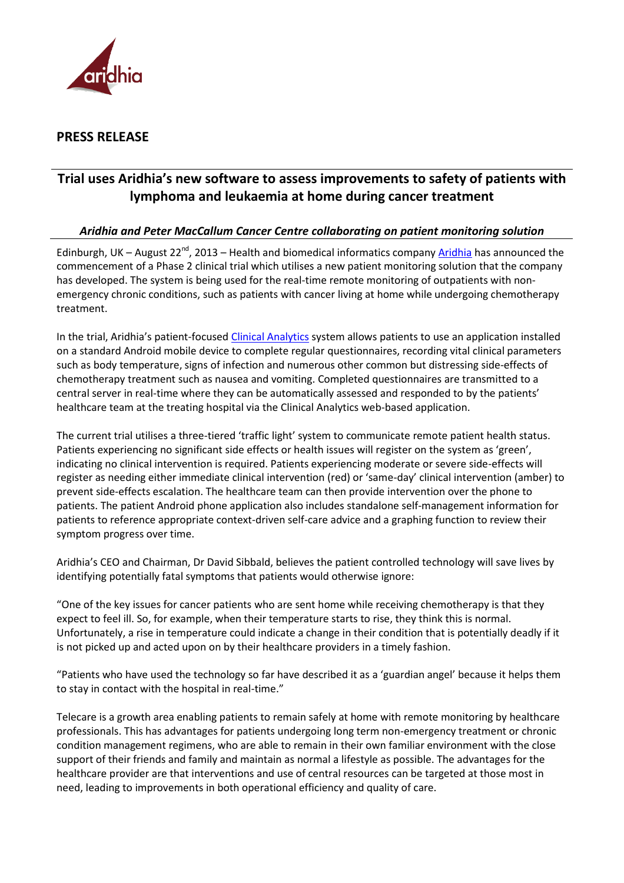**PRESS RELEASE**

# Trial uses Aridhia's new software to assess improvements to safety of patients with lymphoma and leukaemia at home during cancer treatment

***Aridhia and Peter MacCallum Cancer Centre collaborating on patient monitoring solution***

Edinburgh, UK – August 22nd, 2013 – Health and biomedical informatics company Aridhia has announced the commencement of a Phase 2 clinical trial which utilises a new patient monitoring solution that the company has developed. The system is being used for the real-time remote monitoring of outpatients with non-emergency chronic conditions, such as patients with cancer living at home while undergoing chemotherapy treatment.

In the trial, Aridhia's patient-focused Clinical Analytics system allows patients to use an application installed on a standard Android mobile device to complete regular questionnaires, recording vital clinical parameters such as body temperature, signs of infection and numerous other common but distressing side-effects of chemotherapy treatment such as nausea and vomiting. Completed questionnaires are transmitted to a central server in real-time where they can be automatically assessed and responded to by the patients' healthcare team at the treating hospital via the Clinical Analytics web-based application.

The current trial utilises a three-tiered 'traffic light' system to communicate remote patient health status. Patients experiencing no significant side effects or health issues will register on the system as 'green', indicating no clinical intervention is required. Patients experiencing moderate or severe side-effects will register as needing either immediate clinical intervention (red) or 'same-day' clinical intervention (amber) to prevent side-effects escalation. The healthcare team can then provide intervention over the phone to patients. The patient Android phone application also includes standalone self-management information for patients to reference appropriate context-driven self-care advice and a graphing function to review their symptom progress over time.

Aridhia's CEO and Chairman, Dr David Sibbald, believes the patient controlled technology will save lives by identifying potentially fatal symptoms that patients would otherwise ignore:

"One of the key issues for cancer patients who are sent home while receiving chemotherapy is that they expect to feel ill. So, for example, when their temperature starts to rise, they think this is normal. Unfortunately, a rise in temperature could indicate a change in their condition that is potentially deadly if it is not picked up and acted upon on by their healthcare providers in a timely fashion.

"Patients who have used the technology so far have described it as a 'guardian angel' because it helps them to stay in contact with the hospital in real-time."

Telecare is a growth area enabling patients to remain safely at home with remote monitoring by healthcare professionals. This has advantages for patients undergoing long term non-emergency treatment or chronic condition management regimens, who are able to remain in their own familiar environment with the close support of their friends and family and maintain as normal a lifestyle as possible. The advantages for the healthcare provider are that interventions and use of central resources can be targeted at those most in need, leading to improvements in both operational efficiency and quality of care.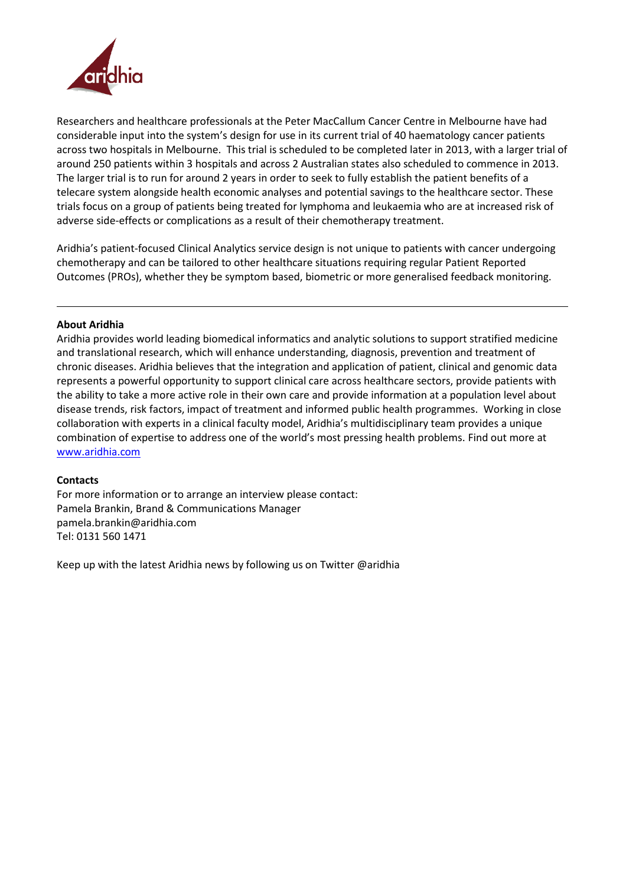Researchers and healthcare professionals at the Peter MacCallum Cancer Centre in Melbourne have had considerable input into the system's design for use in its current trial of 40 haematology cancer patients across two hospitals in Melbourne. This trial is scheduled to be completed later in 2013, with a larger trial of around 250 patients within 3 hospitals and across 2 Australian states also scheduled to commence in 2013. The larger trial is to run for around 2 years in order to seek to fully establish the patient benefits of a telecare system alongside health economic analyses and potential savings to the healthcare sector. These trials focus on a group of patients being treated for lymphoma and leukaemia who are at increased risk of adverse side-effects or complications as a result of their chemotherapy treatment.

Aridhia's patient-focused Clinical Analytics service design is not unique to patients with cancer undergoing chemotherapy and can be tailored to other healthcare situations requiring regular Patient Reported Outcomes (PROs), whether they be symptom based, biometric or more generalised feedback monitoring.

---

**About Aridhia**

Aridhia provides world leading biomedical informatics and analytic solutions to support stratified medicine and translational research, which will enhance understanding, diagnosis, prevention and treatment of chronic diseases. Aridhia believes that the integration and application of patient, clinical and genomic data represents a powerful opportunity to support clinical care across healthcare sectors, provide patients with the ability to take a more active role in their own care and provide information at a population level about disease trends, risk factors, impact of treatment and informed public health programmes. Working in close collaboration with experts in a clinical faculty model, Aridhia's multidisciplinary team provides a unique combination of expertise to address one of the world's most pressing health problems. Find out more at [www.aridhia.com](http://www.aridhia.com)

**Contacts**

For more information or to arrange an interview please contact:
Pamela Brankin, Brand & Communications Manager
pamela.brankin@aridhia.com
Tel: 0131 560 1471

Keep up with the latest Aridhia news by following us on Twitter @aridhia